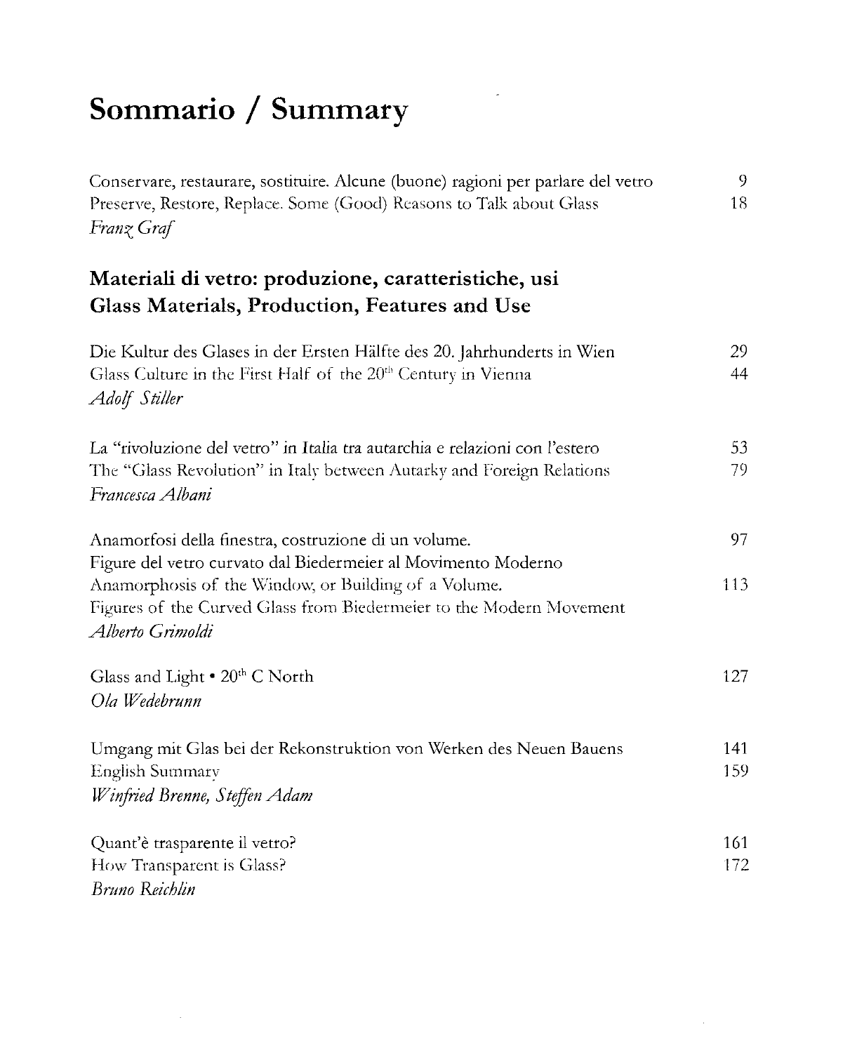# Sommario / Summary

Conservare, restaurare, sostituire. Alcune (buone) ragioni per parlare del vetro 9
Preserve, Restore, Replace. Some (Good) Reasons to Talk about Glass 18
*Franz Graf*

## Materiali di vetro: produzione, caratteristiche, usi
## Glass Materials, Production, Features and Use

Die Kultur des Glases in der Ersten Hälfte des 20. Jahrhunderts in Wien 29
Glass Culture in the First Half of the 20th Century in Vienna 44
*Adolf Stiller*

La "rivoluzione del vetro" in Italia tra autarchia e relazioni con l'estero 53
The "Glass Revolution" in Italy between Autarky and Foreign Relations 79
*Francesca Albani*

Anamorfosi della finestra, costruzione di un volume.
Figure del vetro curvato dal Biedermeier al Movimento Moderno 97
Anamorphosis of the Window, or Building of a Volume.
Figures of the Curved Glass from Biedermeier to the Modern Movement 113
*Alberto Grimoldi*

Glass and Light • 20th C North 127
*Ola Wedebrunn*

Umgang mit Glas bei der Rekonstruktion von Werken des Neuen Bauens 141
English Summary 159
*Winfried Brenne, Steffen Adam*

Quant'è trasparente il vetro? 161
How Transparent is Glass? 172
*Bruno Reichlin*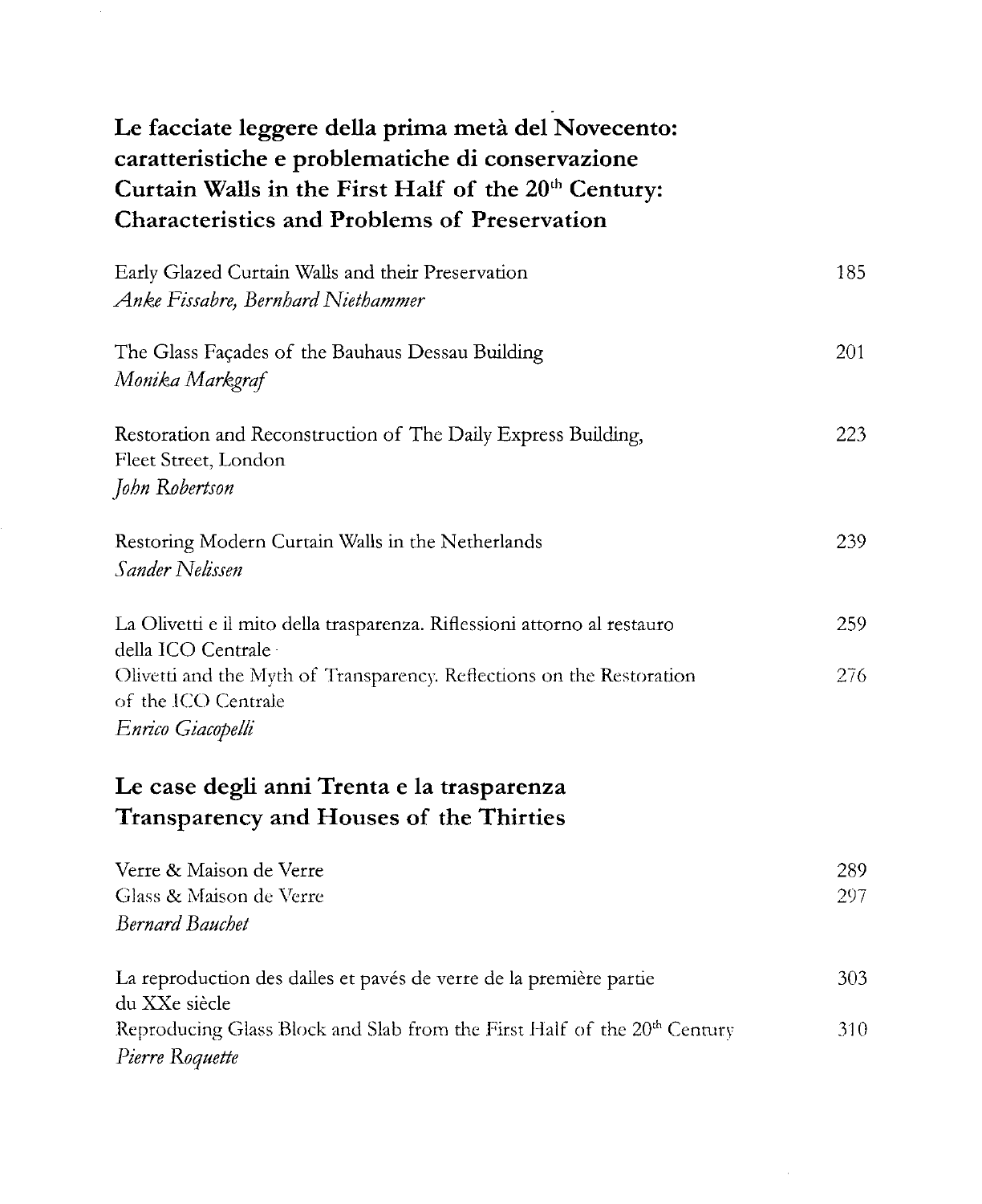## Le facciate leggere della prima metà del Novecento: caratteristiche e problematiche di conservazione
## Curtain Walls in the First Half of the 20th Century: Characteristics and Problems of Preservation

Early Glazed Curtain Walls and their Preservation — 185
*Anke Fissabre, Bernhard Niethammer*

The Glass Façades of the Bauhaus Dessau Building — 201
*Monika Markgraf*

Restoration and Reconstruction of The Daily Express Building, Fleet Street, London — 223
*John Robertson*

Restoring Modern Curtain Walls in the Netherlands — 239
*Sander Nelissen*

La Olivetti e il mito della trasparenza. Riflessioni attorno al restauro della ICO Centrale — 259
Olivetti and the Myth of Transparency. Reflections on the Restoration of the ICO Centrale — 276
*Enrico Giacopelli*

## Le case degli anni Trenta e la trasparenza
## Transparency and Houses of the Thirties

Verre & Maison de Verre — 289
Glass & Maison de Verre — 297
*Bernard Bauchet*

La reproduction des dalles et pavés de verre de la première partie du XXe siècle — 303
Reproducing Glass Block and Slab from the First Half of the 20th Century — 310
*Pierre Roquette*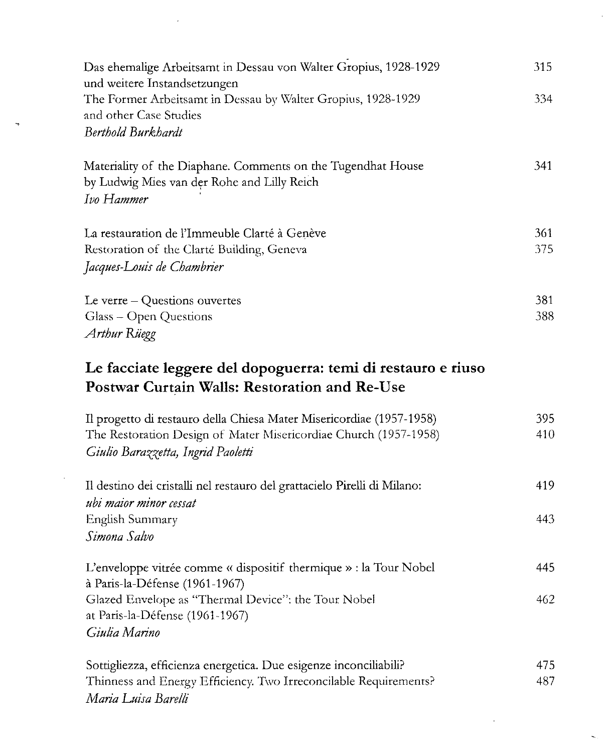Das ehemalige Arbeitsamt in Dessau von Walter Gropius, 1928-1929 und weitere Instandsetzungen 315

The Former Arbeitsamt in Dessau by Walter Gropius, 1928-1929 and other Case Studies 334

*Berthold Burkhardt*

Materiality of the Diaphane. Comments on the Tugendhat House by Ludwig Mies van der Rohe and Lilly Reich 341

*Ivo Hammer*

La restauration de l'Immeuble Clarté à Genève 361

Restoration of the Clarté Building, Geneva 375

*Jacques-Louis de Chambrier*

Le verre – Questions ouvertes 381

Glass – Open Questions 388

*Arthur Rüegg*

## Le facciate leggere del dopoguerra: temi di restauro e riuso
## Postwar Curtain Walls: Restoration and Re-Use

Il progetto di restauro della Chiesa Mater Misericordiae (1957-1958) 395

The Restoration Design of Mater Misericordiae Church (1957-1958) 410

*Giulio Barazzetta, Ingrid Paoletti*

Il destino dei cristalli nel restauro del grattacielo Pirelli di Milano: *ubi maior minor cessat* 419

English Summary 443

*Simona Salvo*

L'enveloppe vitrée comme « dispositif thermique » : la Tour Nobel à Paris-la-Défense (1961-1967) 445

Glazed Envelope as "Thermal Device": the Tour Nobel at Paris-la-Défense (1961-1967) 462

*Giulia Marino*

Sottigliezza, efficienza energetica. Due esigenze inconciliabili? 475

Thinness and Energy Efficiency. Two Irreconcilable Requirements? 487

*Maria Luisa Barelli*